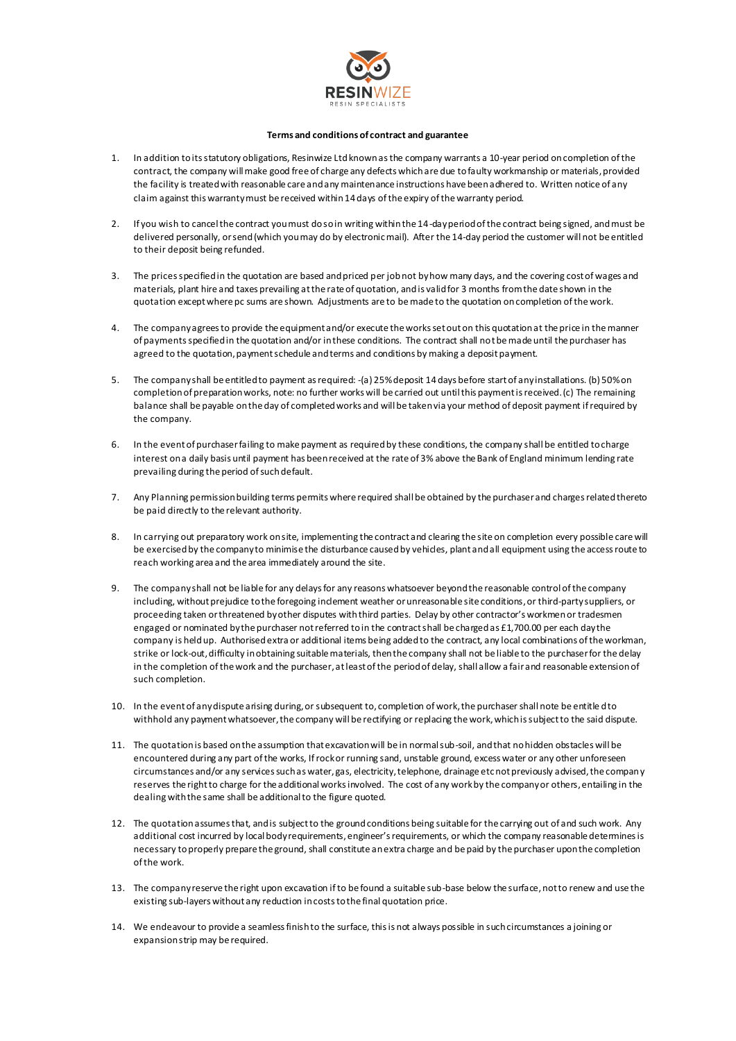RESINWIZE

RESIN SPECIALISTS

**Terms and conditions of contract and guarantee**

1. In addition to its statutory obligations, Resinwize Ltd known as the company warrants a 10-year period on completion of the contract, the company will make good free of charge any defects which are due to faulty workmanship or materials, provided the facility is treated with reasonable care and any maintenance instructions have been adhered to. Written notice of any claim against this warranty must be received within 14 days of the expiry of the warranty period.

2. If you wish to cancel the contract you must do so in writing within the 14-day period of the contract being signed, and must be delivered personally, or send (which you may do by electronic mail). After the 14-day period the customer will not be entitled to their deposit being refunded.

3. The prices specified in the quotation are based and priced per job not by how many days, and the covering cost of wages and materials, plant hire and taxes prevailing at the rate of quotation, and is valid for 3 months from the date shown in the quotation except where pc sums are shown. Adjustments are to be made to the quotation on completion of the work.

4. The company agrees to provide the equipment and/or execute the works set out on this quotation at the price in the manner of payments specified in the quotation and/or in these conditions. The contract shall not be made until the purchaser has agreed to the quotation, payment schedule and terms and conditions by making a deposit payment.

5. The company shall be entitled to payment as required: -(a) 25% deposit 14 days before start of any installations. (b) 50% on completion of preparation works, note: no further works will be carried out until this payment is received. (c) The remaining balance shall be payable on the day of completed works and will be taken via your method of deposit payment if required by the company.

6. In the event of purchaser failing to make payment as required by these conditions, the company shall be entitled to charge interest on a daily basis until payment has been received at the rate of 3% above the Bank of England minimum lending rate prevailing during the period of such default.

7. Any Planning permission building terms permits where required shall be obtained by the purchaser and charges related thereto be paid directly to the relevant authority.

8. In carrying out preparatory work on site, implementing the contract and clearing the site on completion every possible care will be exercised by the company to minimise the disturbance caused by vehicles, plant and all equipment using the access route to reach working area and the area immediately around the site.

9. The company shall not be liable for any delays for any reasons whatsoever beyond the reasonable control of the company including, without prejudice to the foregoing inclement weather or unreasonable site conditions, or third-party suppliers, or proceeding taken or threatened by other disputes with third parties. Delay by other contractor's workmen or tradesmen engaged or nominated by the purchaser not referred to in the contract shall be charged as £1,700.00 per each day the company is held up. Authorised extra or additional items being added to the contract, any local combinations of the workman, strike or lock-out, difficulty in obtaining suitable materials, then the company shall not be liable to the purchaser for the delay in the completion of the work and the purchaser, at least of the period of delay, shall allow a fair and reasonable extension of such completion.

10. In the event of any dispute arising during, or subsequent to, completion of work, the purchaser shall note be entitled to withhold any payment whatsoever, the company will be rectifying or replacing the work, which is subject to the said dispute.

11. The quotation is based on the assumption that excavation will be in normal sub-soil, and that no hidden obstacles will be encountered during any part of the works, If rock or running sand, unstable ground, excess water or any other unforeseen circumstances and/or any services such as water, gas, electricity, telephone, drainage etc not previously advised, the company reserves the right to charge for the additional works involved. The cost of any work by the company or others, entailing in the dealing with the same shall be additional to the figure quoted.

12. The quotation assumes that, and is subject to the ground conditions being suitable for the carrying out of and such work. Any additional cost incurred by local body requirements, engineer's requirements, or which the company reasonable determines is necessary to properly prepare the ground, shall constitute an extra charge and be paid by the purchaser upon the completion of the work.

13. The company reserve the right upon excavation if to be found a suitable sub-base below the surface, not to renew and use the existing sub-layers without any reduction in costs to the final quotation price.

14. We endeavour to provide a seamless finish to the surface, this is not always possible in such circumstances a joining or expansion strip may be required.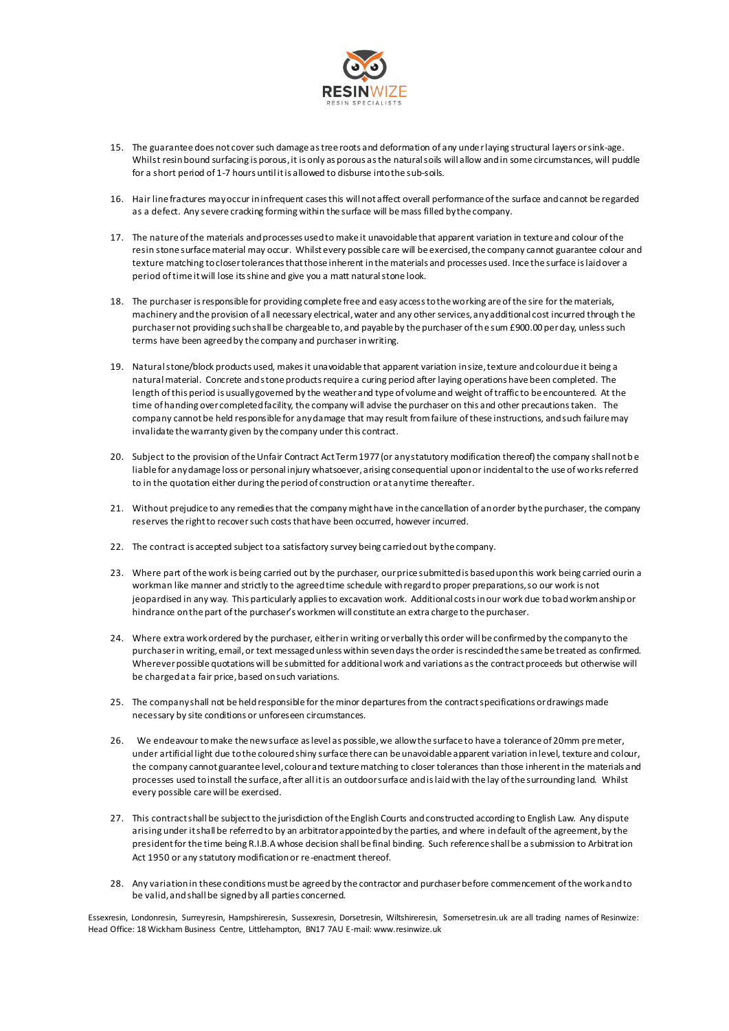15. The guarantee does not cover such damage as tree roots and deformation of any under laying structural layers or sink-age. Whilst resin bound surfacing is porous, it is only as porous as the natural soils will allow and in some circumstances, will puddle for a short period of 1-7 hours until it is allowed to disburse into the sub-soils.

16. Hair line fractures may occur in infrequent cases this will not affect overall performance of the surface and cannot be regarded as a defect. Any severe cracking forming within the surface will be mass filled by the company.

17. The nature of the materials and processes used to make it unavoidable that apparent variation in texture and colour of the resin stone surface material may occur. Whilst every possible care will be exercised, the company cannot guarantee colour and texture matching to closer tolerances that those inherent in the materials and processes used. Ince the surface is laid over a period of time it will lose its shine and give you a matt natural stone look.

18. The purchaser is responsible for providing complete free and easy access to the working are of the sire for the materials, machinery and the provision of all necessary electrical, water and any other services, any additional cost incurred through the purchaser not providing such shall be chargeable to, and payable by the purchaser of the sum £900.00 per day, unless such terms have been agreed by the company and purchaser in writing.

19. Natural stone/block products used, makes it unavoidable that apparent variation in size, texture and colour due it being a natural material. Concrete and stone products require a curing period after laying operations have been completed. The length of this period is usually governed by the weather and type of volume and weight of traffic to be encountered. At the time of handing over completed facility, the company will advise the purchaser on this and other precautions taken. The company cannot be held responsible for any damage that may result from failure of these instructions, and such failure may invalidate the warranty given by the company under this contract.

20. Subject to the provision of the Unfair Contract Act Term 1977 (or any statutory modification thereof) the company shall not be liable for any damage loss or personal injury whatsoever, arising consequential upon or incidental to the use of works referred to in the quotation either during the period of construction or at any time thereafter.

21. Without prejudice to any remedies that the company might have in the cancellation of an order by the purchaser, the company reserves the right to recover such costs that have been occurred, however incurred.

22. The contract is accepted subject to a satisfactory survey being carried out by the company.

23. Where part of the work is being carried out by the purchaser, our price submitted is based upon this work being carried ourin a workman like manner and strictly to the agreed time schedule with regard to proper preparations, so our work is not jeopardised in any way. This particularly applies to excavation work. Additional costs in our work due to bad workmanship or hindrance on the part of the purchaser's workmen will constitute an extra charge to the purchaser.

24. Where extra work ordered by the purchaser, either in writing or verbally this order will be confirmed by the company to the purchaser in writing, email, or text messaged unless within seven days the order is rescinded the same be treated as confirmed. Wherever possible quotations will be submitted for additional work and variations as the contract proceeds but otherwise will be charged at a fair price, based on such variations.

25. The company shall not be held responsible for the minor departures from the contract specifications or drawings made necessary by site conditions or unforeseen circumstances.

26. We endeavour to make the new surface as level as possible, we allow the surface to have a tolerance of 20mm pre meter, under artificial light due to the coloured shiny surface there can be unavoidable apparent variation in level, texture and colour, the company cannot guarantee level, colour and texture matching to closer tolerances than those inherent in the materials and processes used to install the surface, after all it is an outdoor surface and is laid with the lay of the surrounding land. Whilst every possible care will be exercised.

27. This contract shall be subject to the jurisdiction of the English Courts and constructed according to English Law. Any dispute arising under it shall be referred to by an arbitrator appointed by the parties, and where in default of the agreement, by the president for the time being R.I.B.A whose decision shall be final binding. Such reference shall be a submission to Arbitration Act 1950 or any statutory modification or re-enactment thereof.

28. Any variation in these conditions must be agreed by the contractor and purchaser before commencement of the work and to be valid, and shall be signed by all parties concerned.